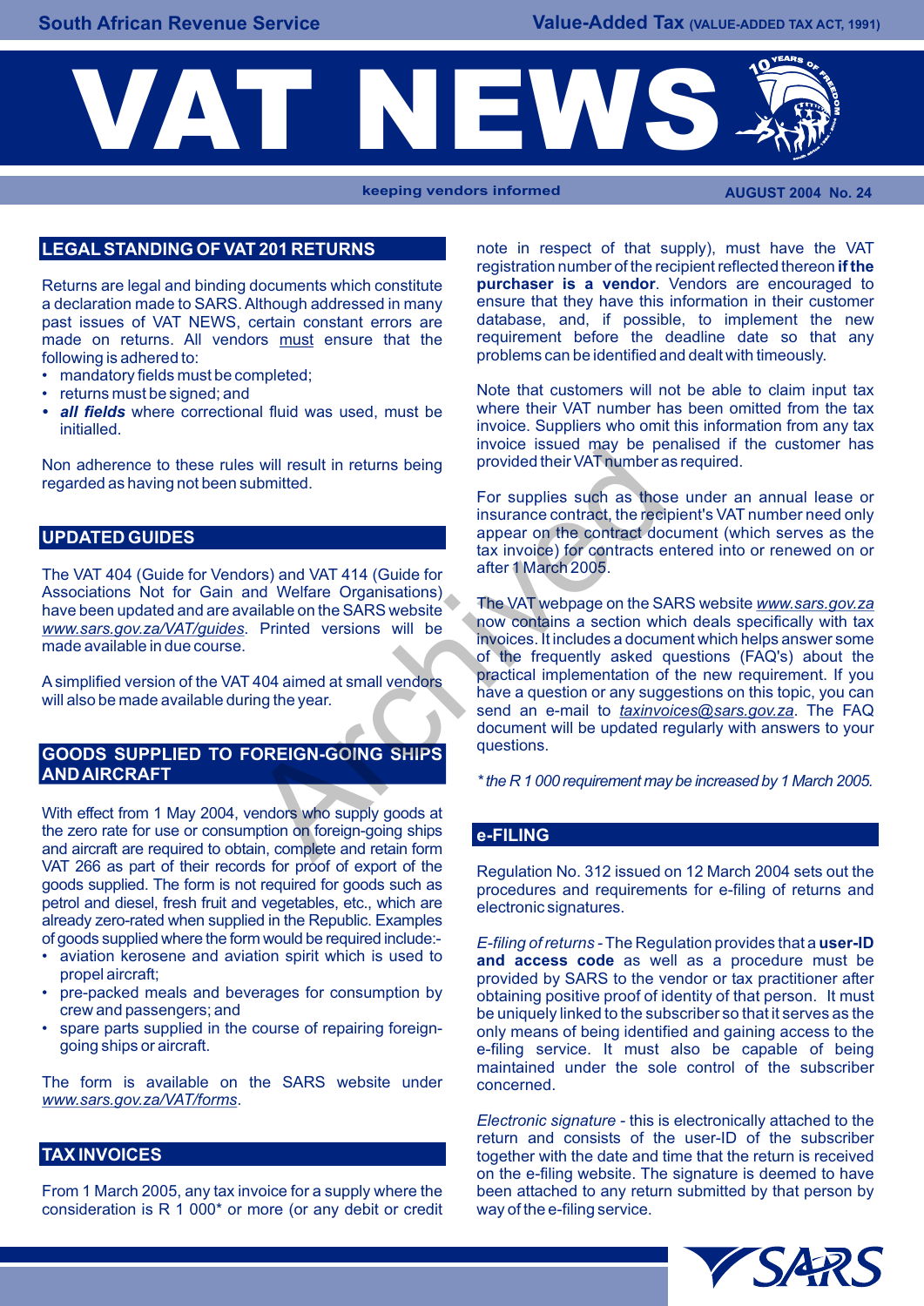South African Revenue Service | Value-Added Tax (VALUE-ADDED TAX ACT, 1991)

# VAT NEWS

keeping vendors informed

AUGUST 2004 No. 24

## LEGAL STANDING OF VAT 201 RETURNS

Returns are legal and binding documents which constitute a declaration made to SARS. Although addressed in many past issues of VAT NEWS, certain constant errors are made on returns. All vendors must ensure that the following is adhered to:

- mandatory fields must be completed;
- returns must be signed; and
- ***all fields*** where correctional fluid was used, must be initialled.

Non adherence to these rules will result in returns being regarded as having not been submitted.

## UPDATED GUIDES

The VAT 404 (Guide for Vendors) and VAT 414 (Guide for Associations Not for Gain and Welfare Organisations) have been updated and are available on the SARS website *www.sars.gov.za/VAT/guides*. Printed versions will be made available in due course.

A simplified version of the VAT 404 aimed at small vendors will also be made available during the year.

## GOODS SUPPLIED TO FOREIGN-GOING SHIPS AND AIRCRAFT

With effect from 1 May 2004, vendors who supply goods at the zero rate for use or consumption on foreign-going ships and aircraft are required to obtain, complete and retain form VAT 266 as part of their records for proof of export of the goods supplied. The form is not required for goods such as petrol and diesel, fresh fruit and vegetables, etc., which are already zero-rated when supplied in the Republic. Examples of goods supplied where the form would be required include:-

- aviation kerosene and aviation spirit which is used to propel aircraft;
- pre-packed meals and beverages for consumption by crew and passengers; and
- spare parts supplied in the course of repairing foreign-going ships or aircraft.

The form is available on the SARS website under *www.sars.gov.za/VAT/forms*.

## TAX INVOICES

From 1 March 2005, any tax invoice for a supply where the consideration is R 1 000* or more (or any debit or credit note in respect of that supply), must have the VAT registration number of the recipient reflected thereon **if the purchaser is a vendor**. Vendors are encouraged to ensure that they have this information in their customer database, and, if possible, to implement the new requirement before the deadline date so that any problems can be identified and dealt with timeously.

Note that customers will not be able to claim input tax where their VAT number has been omitted from the tax invoice. Suppliers who omit this information from any tax invoice issued may be penalised if the customer has provided their VAT number as required.

For supplies such as those under an annual lease or insurance contract, the recipient's VAT number need only appear on the contract document (which serves as the tax invoice) for contracts entered into or renewed on or after 1 March 2005.

The VAT webpage on the SARS website *www.sars.gov.za* now contains a section which deals specifically with tax invoices. It includes a document which helps answer some of the frequently asked questions (FAQ's) about the practical implementation of the new requirement. If you have a question or any suggestions on this topic, you can send an e-mail to *taxinvoices@sars.gov.za*. The FAQ document will be updated regularly with answers to your questions.

*\* the R 1 000 requirement may be increased by 1 March 2005.*

## e-FILING

Regulation No. 312 issued on 12 March 2004 sets out the procedures and requirements for e-filing of returns and electronic signatures.

*E-filing of returns* - The Regulation provides that a **user-ID and access code** as well as a procedure must be provided by SARS to the vendor or tax practitioner after obtaining positive proof of identity of that person. It must be uniquely linked to the subscriber so that it serves as the only means of being identified and gaining access to the e-filing service. It must also be capable of being maintained under the sole control of the subscriber concerned.

*Electronic signature* - this is electronically attached to the return and consists of the user-ID of the subscriber together with the date and time that the return is received on the e-filing website. The signature is deemed to have been attached to any return submitted by that person by way of the e-filing service.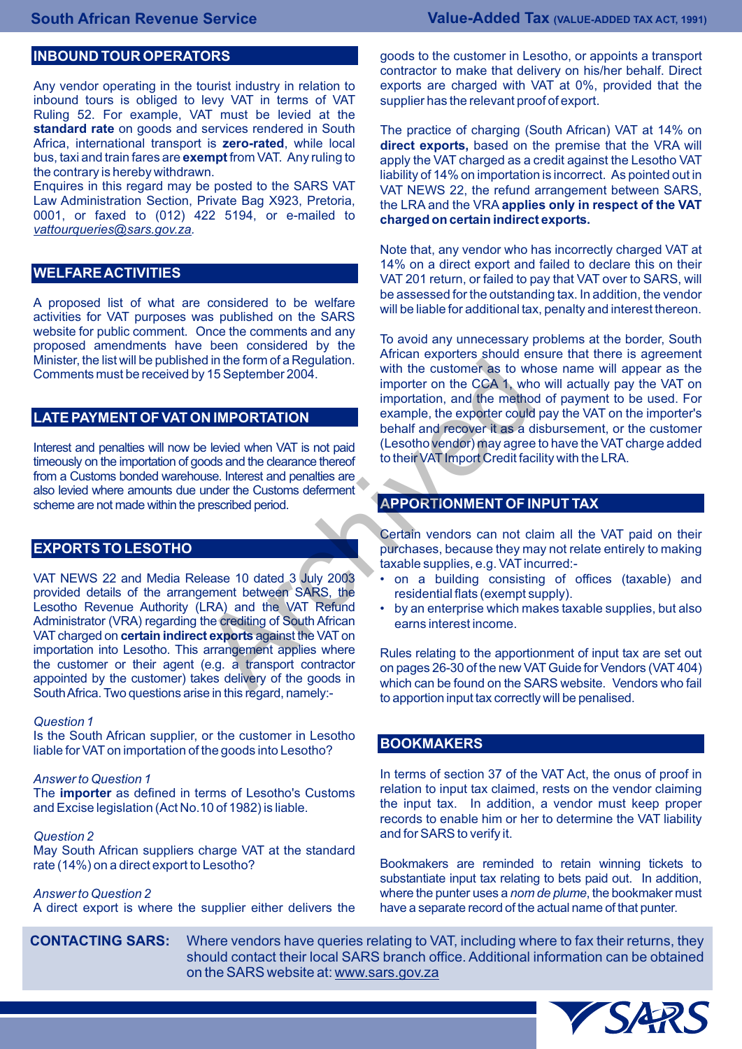## INBOUND TOUR OPERATORS

Any vendor operating in the tourist industry in relation to inbound tours is obliged to levy VAT in terms of VAT Ruling 52. For example, VAT must be levied at the **standard rate** on goods and services rendered in South Africa, international transport is **zero-rated**, while local bus, taxi and train fares are **exempt** from VAT. Any ruling to the contrary is hereby withdrawn.
Enquires in this regard may be posted to the SARS VAT Law Administration Section, Private Bag X923, Pretoria, 0001, or faxed to (012) 422 5194, or e-mailed to *vattourqueries@sars.gov.za*.

## WELFARE ACTIVITIES

A proposed list of what are considered to be welfare activities for VAT purposes was published on the SARS website for public comment. Once the comments and any proposed amendments have been considered by the Minister, the list will be published in the form of a Regulation. Comments must be received by 15 September 2004.

## LATE PAYMENT OF VAT ON IMPORTATION

Interest and penalties will now be levied when VAT is not paid timeously on the importation of goods and the clearance thereof from a Customs bonded warehouse. Interest and penalties are also levied where amounts due under the Customs deferment scheme are not made within the prescribed period.

## EXPORTS TO LESOTHO

VAT NEWS 22 and Media Release 10 dated 3 July 2003 provided details of the arrangement between SARS, the Lesotho Revenue Authority (LRA) and the VAT Refund Administrator (VRA) regarding the crediting of South African VAT charged on **certain indirect exports** against the VAT on importation into Lesotho. This arrangement applies where the customer or their agent (e.g. a transport contractor appointed by the customer) takes delivery of the goods in South Africa. Two questions arise in this regard, namely:-

*Question 1*
Is the South African supplier, or the customer in Lesotho liable for VAT on importation of the goods into Lesotho?

*Answer to Question 1*
The **importer** as defined in terms of Lesotho's Customs and Excise legislation (Act No.10 of 1982) is liable.

*Question 2*
May South African suppliers charge VAT at the standard rate (14%) on a direct export to Lesotho?

*Answer to Question 2*
A direct export is where the supplier either delivers the goods to the customer in Lesotho, or appoints a transport contractor to make that delivery on his/her behalf. Direct exports are charged with VAT at 0%, provided that the supplier has the relevant proof of export.

The practice of charging (South African) VAT at 14% on **direct exports,** based on the premise that the VRA will apply the VAT charged as a credit against the Lesotho VAT liability of 14% on importation is incorrect. As pointed out in VAT NEWS 22, the refund arrangement between SARS, the LRA and the VRA **applies only in respect of the VAT charged on certain indirect exports.**

Note that, any vendor who has incorrectly charged VAT at 14% on a direct export and failed to declare this on their VAT 201 return, or failed to pay that VAT over to SARS, will be assessed for the outstanding tax. In addition, the vendor will be liable for additional tax, penalty and interest thereon.

To avoid any unnecessary problems at the border, South African exporters should ensure that there is agreement with the customer as to whose name will appear as the importer on the CCA 1, who will actually pay the VAT on importation, and the method of payment to be used. For example, the exporter could pay the VAT on the importer's behalf and recover it as a disbursement, or the customer (Lesotho vendor) may agree to have the VAT charge added to their VAT Import Credit facility with the LRA.

## APPORTIONMENT OF INPUT TAX

Certain vendors can not claim all the VAT paid on their purchases, because they may not relate entirely to making taxable supplies, e.g. VAT incurred:-

- on a building consisting of offices (taxable) and residential flats (exempt supply).
- by an enterprise which makes taxable supplies, but also earns interest income.

Rules relating to the apportionment of input tax are set out on pages 26-30 of the new VAT Guide for Vendors (VAT 404) which can be found on the SARS website. Vendors who fail to apportion input tax correctly will be penalised.

## BOOKMAKERS

In terms of section 37 of the VAT Act, the onus of proof in relation to input tax claimed, rests on the vendor claiming the input tax. In addition, a vendor must keep proper records to enable him or her to determine the VAT liability and for SARS to verify it.

Bookmakers are reminded to retain winning tickets to substantiate input tax relating to bets paid out. In addition, where the punter uses a *nom de plume*, the bookmaker must have a separate record of the actual name of that punter.

**CONTACTING SARS:** Where vendors have queries relating to VAT, including where to fax their returns, they should contact their local SARS branch office. Additional information can be obtained on the SARS website at: www.sars.gov.za